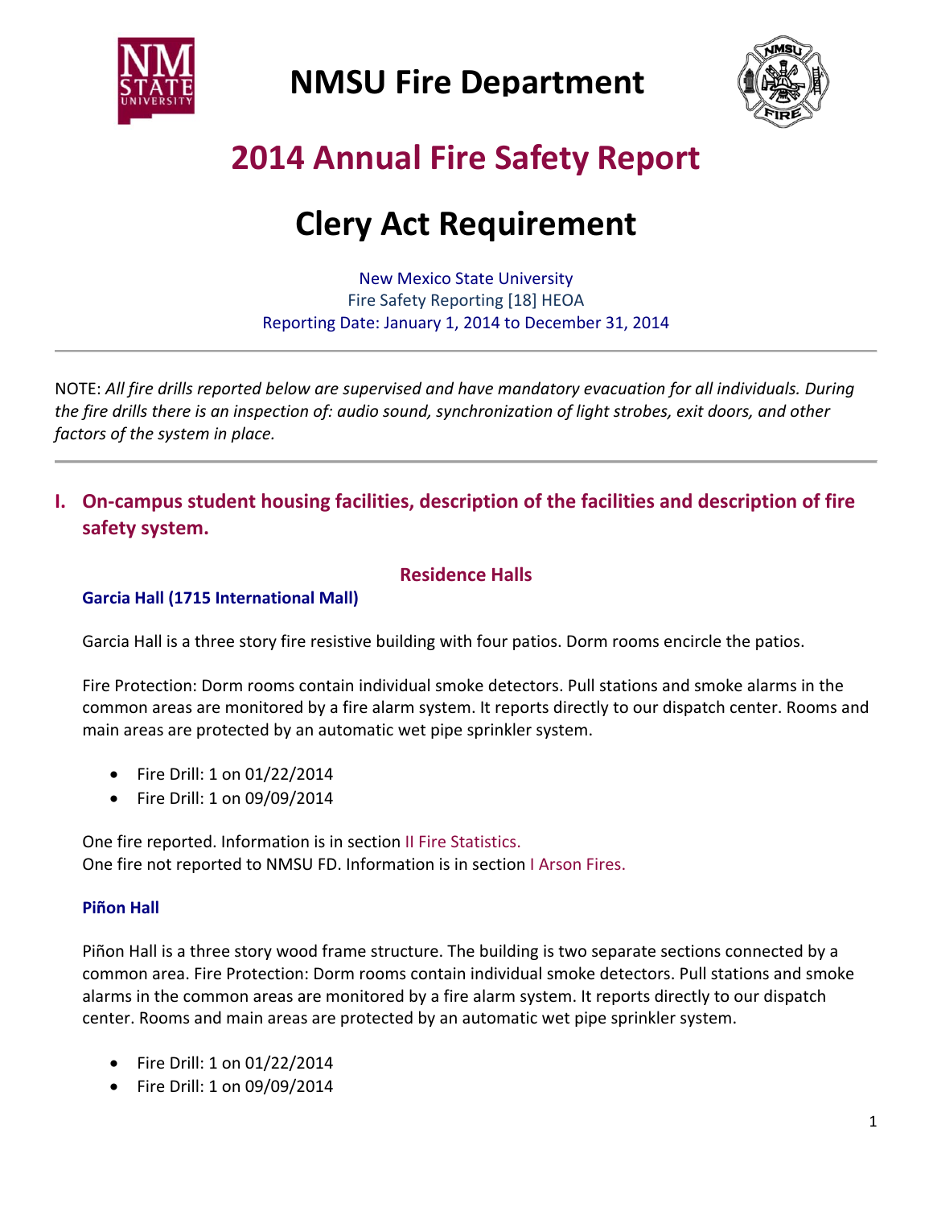# NMSU Fire Department

# 2014 Annual Fire Safety Report

# Clery Act Requirement

New Mexico State University
Fire Safety Reporting [18] HEOA
Reporting Date: January 1, 2014 to December 31, 2014

---

NOTE: *All fire drills reported below are supervised and have mandatory evacuation for all individuals. During the fire drills there is an inspection of: audio sound, synchronization of light strobes, exit doors, and other factors of the system in place.*

---

## I. On-campus student housing facilities, description of the facilities and description of fire safety system.

### Residence Halls

#### Garcia Hall (1715 International Mall)

Garcia Hall is a three story fire resistive building with four patios. Dorm rooms encircle the patios.

Fire Protection: Dorm rooms contain individual smoke detectors. Pull stations and smoke alarms in the common areas are monitored by a fire alarm system. It reports directly to our dispatch center. Rooms and main areas are protected by an automatic wet pipe sprinkler system.

- Fire Drill: 1 on 01/22/2014
- Fire Drill: 1 on 09/09/2014

One fire reported. Information is in section II Fire Statistics.
One fire not reported to NMSU FD. Information is in section I Arson Fires.

#### Piñon Hall

Piñon Hall is a three story wood frame structure. The building is two separate sections connected by a common area. Fire Protection: Dorm rooms contain individual smoke detectors. Pull stations and smoke alarms in the common areas are monitored by a fire alarm system. It reports directly to our dispatch center. Rooms and main areas are protected by an automatic wet pipe sprinkler system.

- Fire Drill: 1 on 01/22/2014
- Fire Drill: 1 on 09/09/2014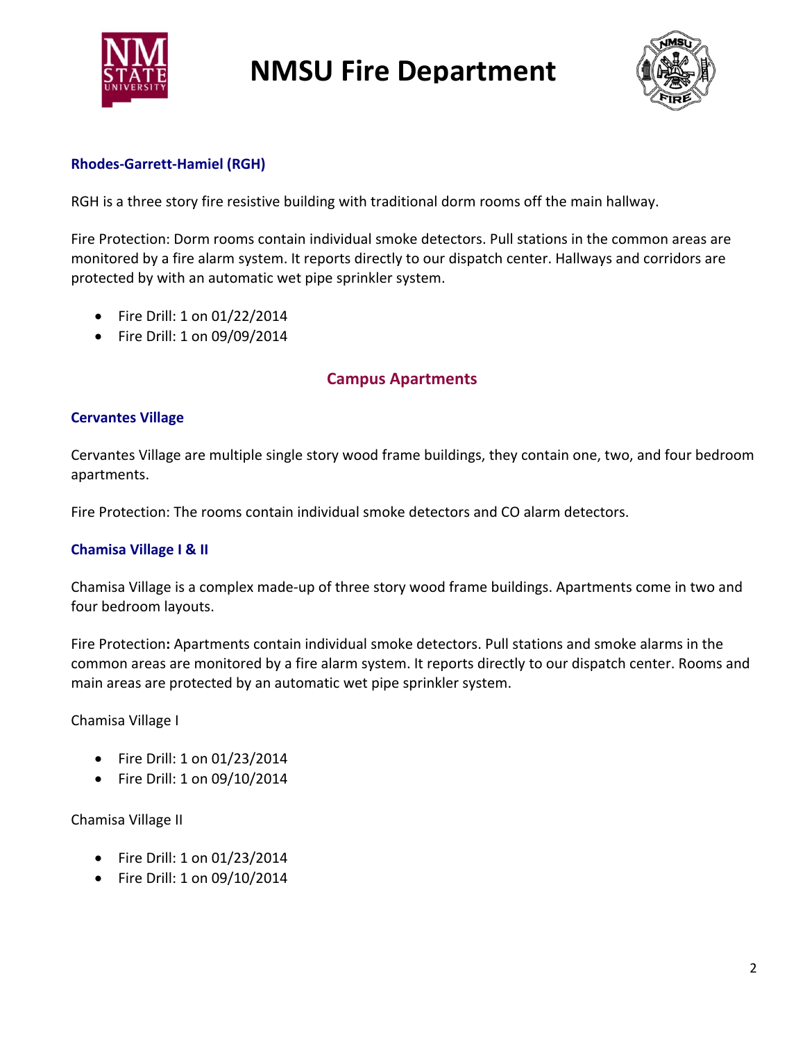### Rhodes-Garrett-Hamiel (RGH)

RGH is a three story fire resistive building with traditional dorm rooms off the main hallway.

Fire Protection: Dorm rooms contain individual smoke detectors. Pull stations in the common areas are monitored by a fire alarm system. It reports directly to our dispatch center. Hallways and corridors are protected by with an automatic wet pipe sprinkler system.

- Fire Drill: 1 on 01/22/2014
- Fire Drill: 1 on 09/09/2014

## Campus Apartments

### Cervantes Village

Cervantes Village are multiple single story wood frame buildings, they contain one, two, and four bedroom apartments.

Fire Protection: The rooms contain individual smoke detectors and CO alarm detectors.

### Chamisa Village I & II

Chamisa Village is a complex made-up of three story wood frame buildings. Apartments come in two and four bedroom layouts.

Fire Protection**:** Apartments contain individual smoke detectors. Pull stations and smoke alarms in the common areas are monitored by a fire alarm system. It reports directly to our dispatch center. Rooms and main areas are protected by an automatic wet pipe sprinkler system.

Chamisa Village I

- Fire Drill: 1 on 01/23/2014
- Fire Drill: 1 on 09/10/2014

Chamisa Village II

- Fire Drill: 1 on 01/23/2014
- Fire Drill: 1 on 09/10/2014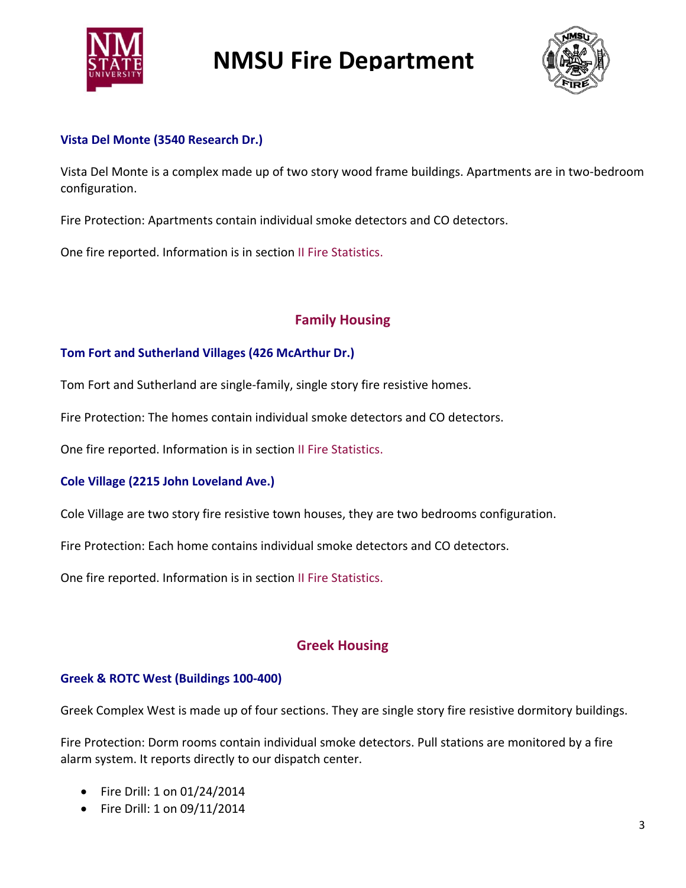### Vista Del Monte (3540 Research Dr.)

Vista Del Monte is a complex made up of two story wood frame buildings. Apartments are in two-bedroom configuration.

Fire Protection: Apartments contain individual smoke detectors and CO detectors.

One fire reported. Information is in section II Fire Statistics.

## Family Housing

### Tom Fort and Sutherland Villages (426 McArthur Dr.)

Tom Fort and Sutherland are single-family, single story fire resistive homes.

Fire Protection: The homes contain individual smoke detectors and CO detectors.

One fire reported. Information is in section II Fire Statistics.

### Cole Village (2215 John Loveland Ave.)

Cole Village are two story fire resistive town houses, they are two bedrooms configuration.

Fire Protection: Each home contains individual smoke detectors and CO detectors.

One fire reported. Information is in section II Fire Statistics.

## Greek Housing

### Greek & ROTC West (Buildings 100-400)

Greek Complex West is made up of four sections. They are single story fire resistive dormitory buildings.

Fire Protection: Dorm rooms contain individual smoke detectors. Pull stations are monitored by a fire alarm system. It reports directly to our dispatch center.

- Fire Drill: 1 on 01/24/2014
- Fire Drill: 1 on 09/11/2014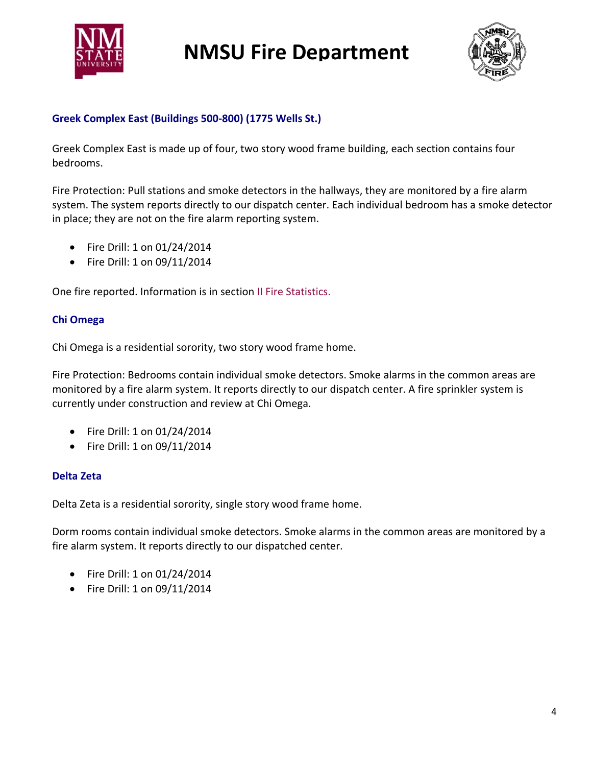### Greek Complex East (Buildings 500-800) (1775 Wells St.)

Greek Complex East is made up of four, two story wood frame building, each section contains four bedrooms.

Fire Protection: Pull stations and smoke detectors in the hallways, they are monitored by a fire alarm system. The system reports directly to our dispatch center. Each individual bedroom has a smoke detector in place; they are not on the fire alarm reporting system.

- Fire Drill: 1 on 01/24/2014
- Fire Drill: 1 on 09/11/2014

One fire reported. Information is in section II Fire Statistics.

### Chi Omega

Chi Omega is a residential sorority, two story wood frame home.

Fire Protection: Bedrooms contain individual smoke detectors. Smoke alarms in the common areas are monitored by a fire alarm system. It reports directly to our dispatch center. A fire sprinkler system is currently under construction and review at Chi Omega.

- Fire Drill: 1 on 01/24/2014
- Fire Drill: 1 on 09/11/2014

### Delta Zeta

Delta Zeta is a residential sorority, single story wood frame home.

Dorm rooms contain individual smoke detectors. Smoke alarms in the common areas are monitored by a fire alarm system. It reports directly to our dispatched center.

- Fire Drill: 1 on 01/24/2014
- Fire Drill: 1 on 09/11/2014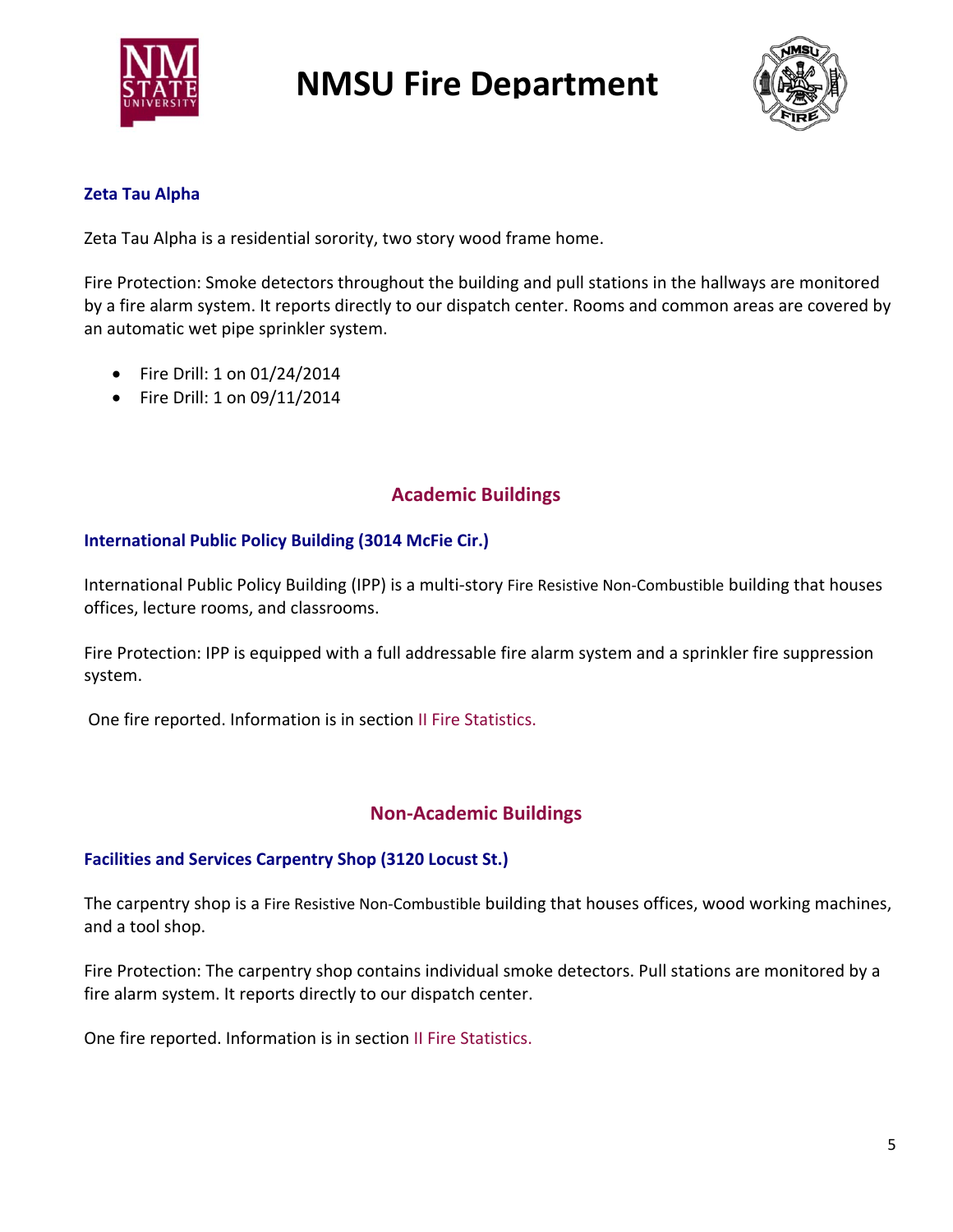### Zeta Tau Alpha

Zeta Tau Alpha is a residential sorority, two story wood frame home.

Fire Protection: Smoke detectors throughout the building and pull stations in the hallways are monitored by a fire alarm system. It reports directly to our dispatch center. Rooms and common areas are covered by an automatic wet pipe sprinkler system.

- Fire Drill: 1 on 01/24/2014
- Fire Drill: 1 on 09/11/2014

## Academic Buildings

### International Public Policy Building (3014 McFie Cir.)

International Public Policy Building (IPP) is a multi-story Fire Resistive Non-Combustible building that houses offices, lecture rooms, and classrooms.

Fire Protection: IPP is equipped with a full addressable fire alarm system and a sprinkler fire suppression system.

One fire reported. Information is in section II Fire Statistics.

## Non-Academic Buildings

### Facilities and Services Carpentry Shop (3120 Locust St.)

The carpentry shop is a Fire Resistive Non-Combustible building that houses offices, wood working machines, and a tool shop.

Fire Protection: The carpentry shop contains individual smoke detectors. Pull stations are monitored by a fire alarm system. It reports directly to our dispatch center.

One fire reported. Information is in section II Fire Statistics.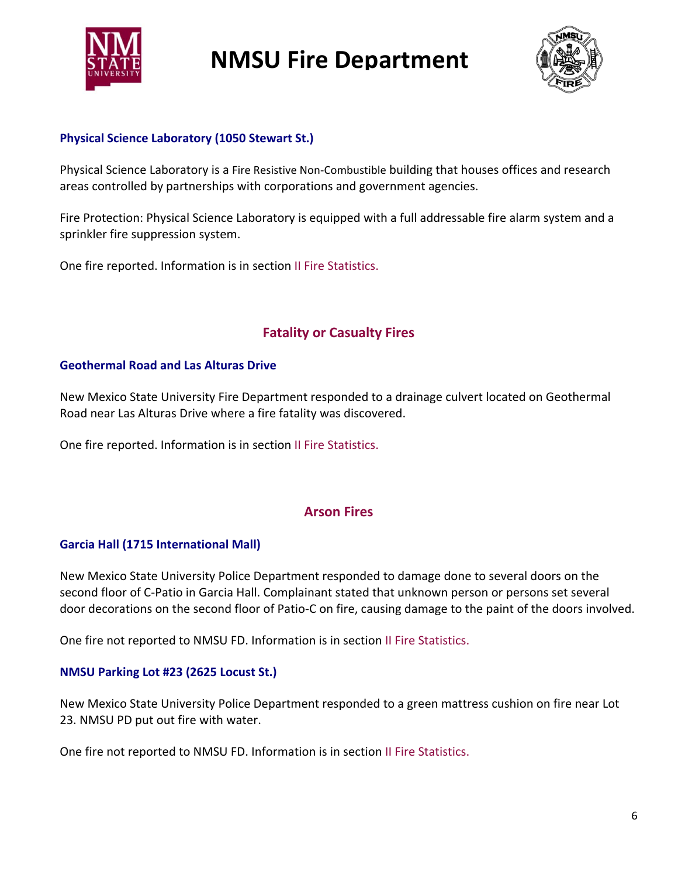### Physical Science Laboratory (1050 Stewart St.)

Physical Science Laboratory is a Fire Resistive Non-Combustible building that houses offices and research areas controlled by partnerships with corporations and government agencies.

Fire Protection: Physical Science Laboratory is equipped with a full addressable fire alarm system and a sprinkler fire suppression system.

One fire reported. Information is in section II Fire Statistics.

## Fatality or Casualty Fires

### Geothermal Road and Las Alturas Drive

New Mexico State University Fire Department responded to a drainage culvert located on Geothermal Road near Las Alturas Drive where a fire fatality was discovered.

One fire reported. Information is in section II Fire Statistics.

## Arson Fires

### Garcia Hall (1715 International Mall)

New Mexico State University Police Department responded to damage done to several doors on the second floor of C-Patio in Garcia Hall. Complainant stated that unknown person or persons set several door decorations on the second floor of Patio-C on fire, causing damage to the paint of the doors involved.

One fire not reported to NMSU FD. Information is in section II Fire Statistics.

### NMSU Parking Lot #23 (2625 Locust St.)

New Mexico State University Police Department responded to a green mattress cushion on fire near Lot 23. NMSU PD put out fire with water.

One fire not reported to NMSU FD. Information is in section II Fire Statistics.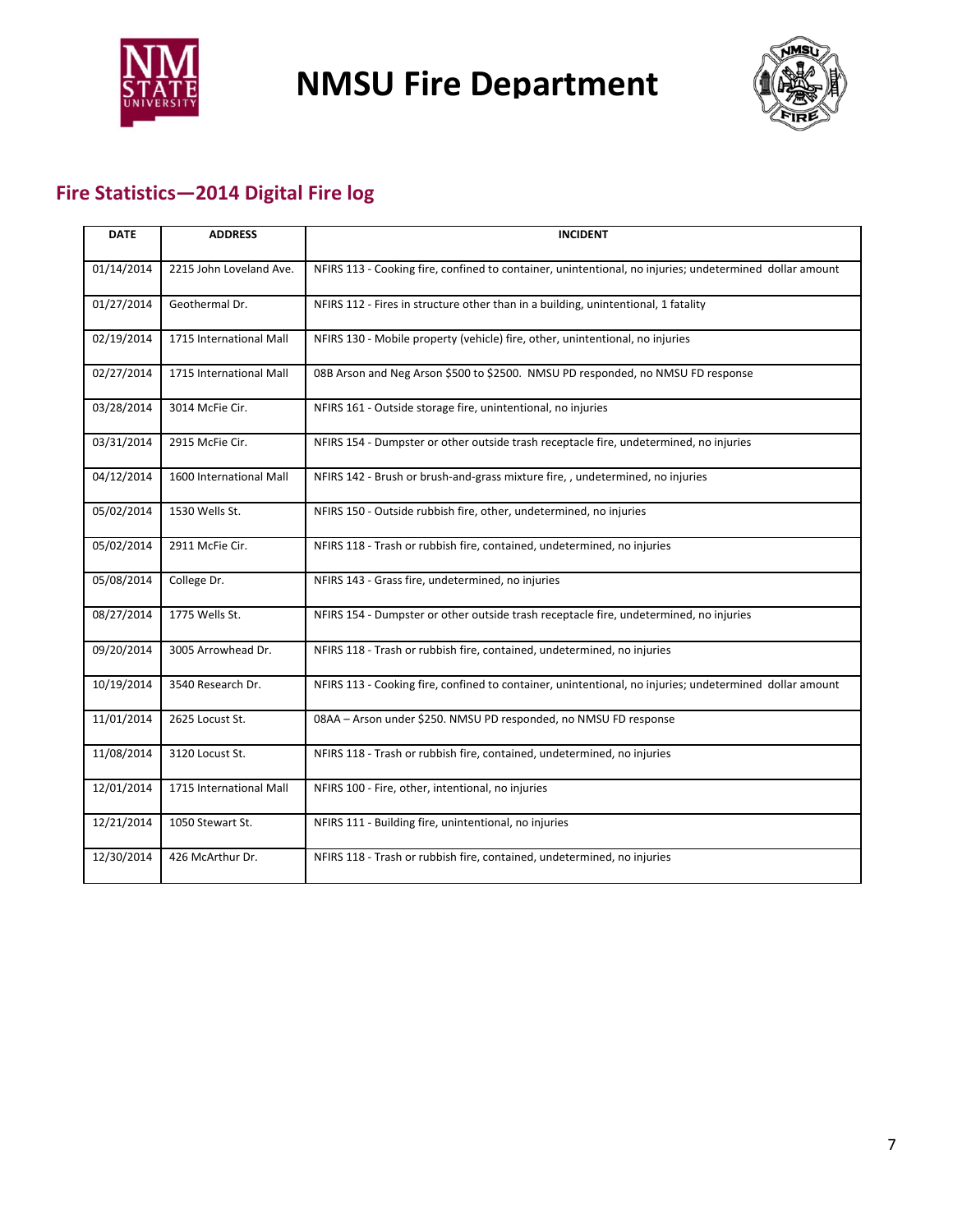# NMSU Fire Department

## Fire Statistics—2014 Digital Fire log

| DATE | ADDRESS | INCIDENT |
|---|---|---|
| 01/14/2014 | 2215 John Loveland Ave. | NFIRS 113 - Cooking fire, confined to container, unintentional, no injuries; undetermined dollar amount |
| 01/27/2014 | Geothermal Dr. | NFIRS 112 - Fires in structure other than in a building, unintentional, 1 fatality |
| 02/19/2014 | 1715 International Mall | NFIRS 130 - Mobile property (vehicle) fire, other, unintentional, no injuries |
| 02/27/2014 | 1715 International Mall | 08B Arson and Neg Arson $500 to $2500. NMSU PD responded, no NMSU FD response |
| 03/28/2014 | 3014 McFie Cir. | NFIRS 161 - Outside storage fire, unintentional, no injuries |
| 03/31/2014 | 2915 McFie Cir. | NFIRS 154 - Dumpster or other outside trash receptacle fire, undetermined, no injuries |
| 04/12/2014 | 1600 International Mall | NFIRS 142 - Brush or brush-and-grass mixture fire, , undetermined, no injuries |
| 05/02/2014 | 1530 Wells St. | NFIRS 150 - Outside rubbish fire, other, undetermined, no injuries |
| 05/02/2014 | 2911 McFie Cir. | NFIRS 118 - Trash or rubbish fire, contained, undetermined, no injuries |
| 05/08/2014 | College Dr. | NFIRS 143 - Grass fire, undetermined, no injuries |
| 08/27/2014 | 1775 Wells St. | NFIRS 154 - Dumpster or other outside trash receptacle fire, undetermined, no injuries |
| 09/20/2014 | 3005 Arrowhead Dr. | NFIRS 118 - Trash or rubbish fire, contained, undetermined, no injuries |
| 10/19/2014 | 3540 Research Dr. | NFIRS 113 - Cooking fire, confined to container, unintentional, no injuries; undetermined dollar amount |
| 11/01/2014 | 2625 Locust St. | 08AA – Arson under $250. NMSU PD responded, no NMSU FD response |
| 11/08/2014 | 3120 Locust St. | NFIRS 118 - Trash or rubbish fire, contained, undetermined, no injuries |
| 12/01/2014 | 1715 International Mall | NFIRS 100 - Fire, other, intentional, no injuries |
| 12/21/2014 | 1050 Stewart St. | NFIRS 111 - Building fire, unintentional, no injuries |
| 12/30/2014 | 426 McArthur Dr. | NFIRS 118 - Trash or rubbish fire, contained, undetermined, no injuries |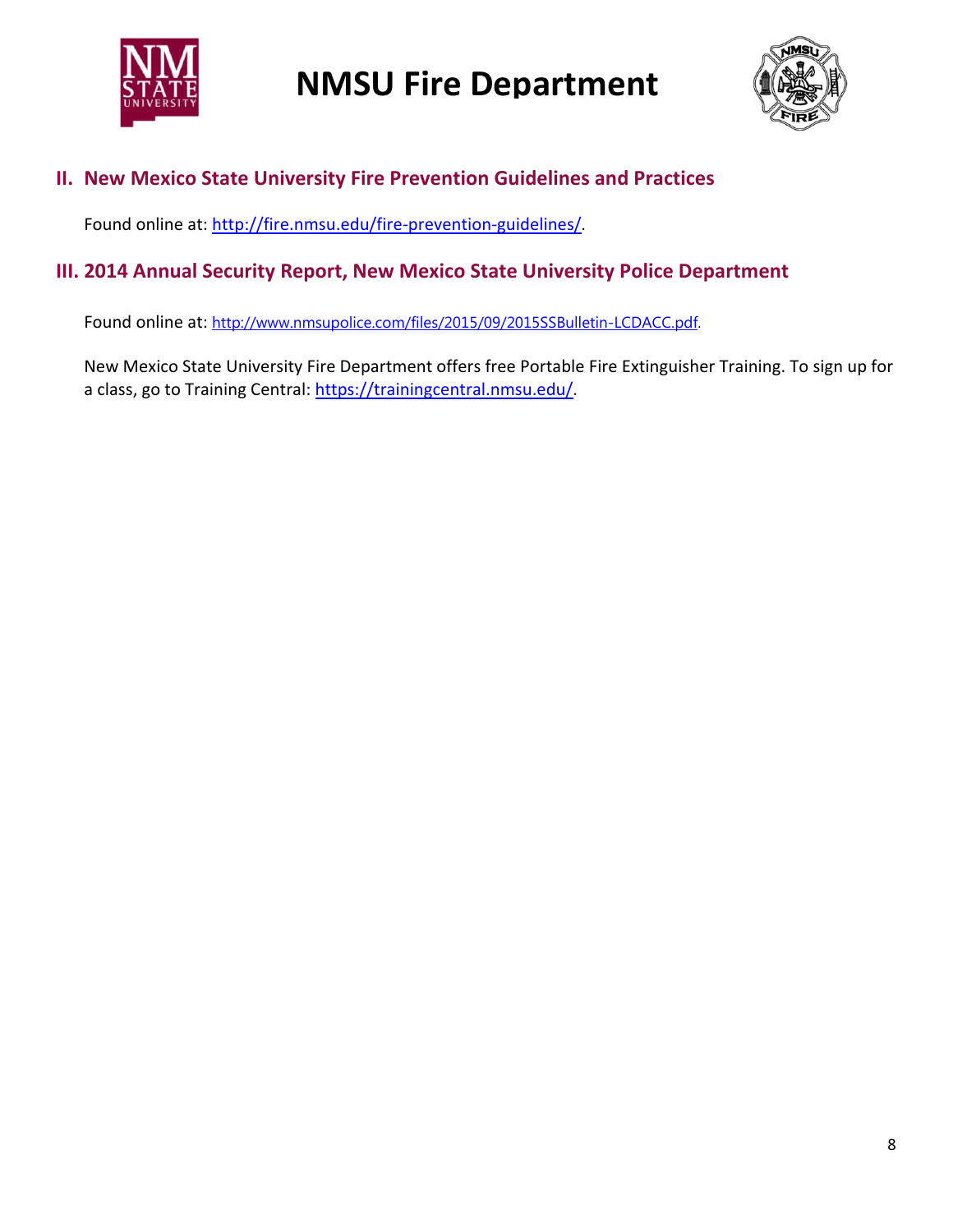# NMSU Fire Department

## II. New Mexico State University Fire Prevention Guidelines and Practices

Found online at: http://fire.nmsu.edu/fire-prevention-guidelines/.

## III. 2014 Annual Security Report, New Mexico State University Police Department

Found online at: http://www.nmsupolice.com/files/2015/09/2015SSBulletin-LCDACC.pdf.

New Mexico State University Fire Department offers free Portable Fire Extinguisher Training. To sign up for a class, go to Training Central: https://trainingcentral.nmsu.edu/.